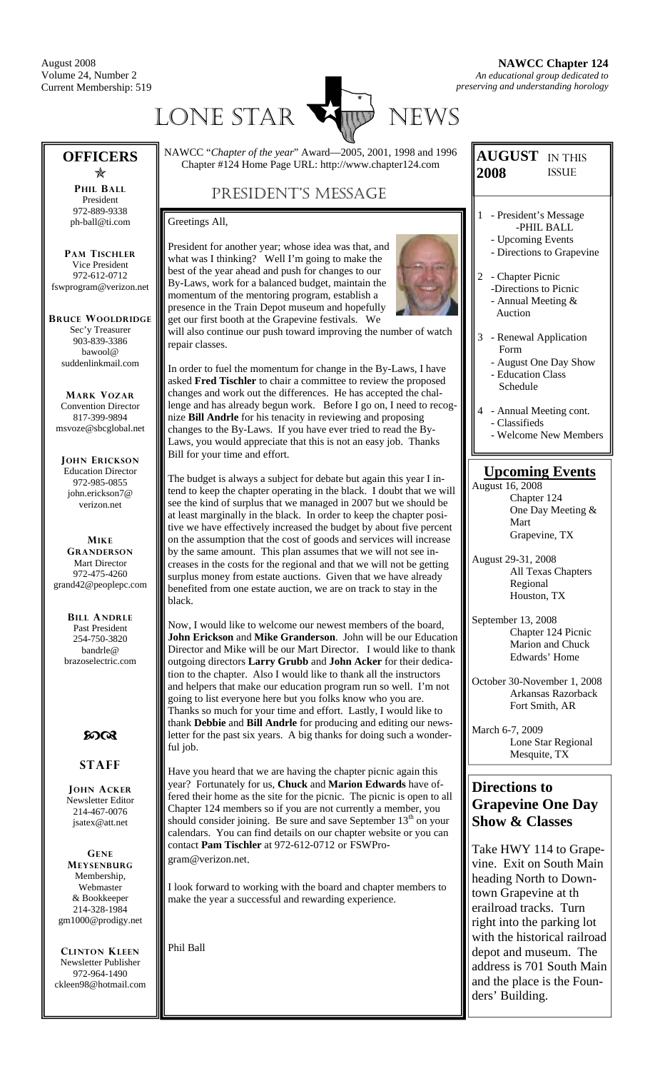August 2008
Volume 24, Number 2
Current Membership: 519

**NAWCC Chapter 124**
*An educational group dedicated to preserving and understanding horology*

# LONE STAR NEWS

NAWCC "*Chapter of the year*" Award—2005, 2001, 1998 and 1996
Chapter #124 Home Page URL: http://www.chapter124.com

## President's Message

Greetings All,

President for another year; whose idea was that, and what was I thinking? Well I'm going to make the best of the year ahead and push for changes to our By-Laws, work for a balanced budget, maintain the momentum of the mentoring program, establish a presence in the Train Depot museum and hopefully get our first booth at the Grapevine festivals. We will also continue our push toward improving the number of watch repair classes.

In order to fuel the momentum for change in the By-Laws, I have asked **Fred Tischler** to chair a committee to review the proposed changes and work out the differences. He has accepted the challenge and has already begun work. Before I go on, I need to recognize **Bill Andrle** for his tenacity in reviewing and proposing changes to the By-Laws. If you have ever tried to read the By-Laws, you would appreciate that this is not an easy job. Thanks Bill for your time and effort.

The budget is always a subject for debate but again this year I intend to keep the chapter operating in the black. I doubt that we will see the kind of surplus that we managed in 2007 but we should be at least marginally in the black. In order to keep the chapter positive we have effectively increased the budget by about five percent on the assumption that the cost of goods and services will increase by the same amount. This plan assumes that we will not see increases in the costs for the regional and that we will not be getting surplus money from estate auctions. Given that we have already benefited from one estate auction, we are on track to stay in the black.

Now, I would like to welcome our newest members of the board, **John Erickson** and **Mike Granderson**. John will be our Education Director and Mike will be our Mart Director. I would like to thank outgoing directors **Larry Grubb** and **John Acker** for their dedication to the chapter. Also I would like to thank all the instructors and helpers that make our education program run so well. I'm not going to list everyone here but you folks know who you are. Thanks so much for your time and effort. Lastly, I would like to thank **Debbie** and **Bill Andrle** for producing and editing our newsletter for the past six years. A big thanks for doing such a wonderful job.

Have you heard that we are having the chapter picnic again this year? Fortunately for us, **Chuck** and **Marion Edwards** have offered their home as the site for the picnic. The picnic is open to all Chapter 124 members so if you are not currently a member, you should consider joining. Be sure and save September 13th on your calendars. You can find details on our chapter website or you can contact **Pam Tischler** at 972-612-0712 or FSWProgram@verizon.net.

I look forward to working with the board and chapter members to make the year a successful and rewarding experience.

Phil Ball

## OFFICERS

**PHIL BALL**
President
972-889-9338
ph-ball@ti.com

**PAM TISCHLER**
Vice President
972-612-0712
fswprogram@verizon.net

**BRUCE WOOLDRIDGE**
Sec'y Treasurer
903-839-3386
bawool@suddenlinkmail.com

**MARK VOZAR**
Convention Director
817-399-9894
msvoze@sbcglobal.net

**JOHN ERICKSON**
Education Director
972-985-0855
john.erickson7@verizon.net

**MIKE GRANDERSON**
Mart Director
972-475-4260
grand42@peoplepc.com

**BILL ANDRLE**
Past President
254-750-3820
bandrle@brazoselectric.com

## STAFF

**JOHN ACKER**
Newsletter Editor
214-467-0076
jsatex@att.net

**GENE MEYSENBURG**
Membership, Webmaster & Bookkeeper
214-328-1984
gm1000@prodigy.net

**CLINTON KLEEN**
Newsletter Publisher
972-964-1490
ckleen98@hotmail.com

## AUGUST 2008 IN THIS ISSUE

1 - President's Message -PHIL BALL
- Upcoming Events
- Directions to Grapevine

2 - Chapter Picnic
- Directions to Picnic
- Annual Meeting & Auction

3 - Renewal Application Form
- August One Day Show
- Education Class Schedule

4 - Annual Meeting cont.
- Classifieds
- Welcome New Members

## Upcoming Events

August 16, 2008
Chapter 124 One Day Meeting & Mart
Grapevine, TX

August 29-31, 2008
All Texas Chapters Regional
Houston, TX

September 13, 2008
Chapter 124 Picnic
Marion and Chuck Edwards' Home

October 30-November 1, 2008
Arkansas Razorback
Fort Smith, AR

March 6-7, 2009
Lone Star Regional
Mesquite, TX

## Directions to Grapevine One Day Show & Classes

Take HWY 114 to Grapevine. Exit on South Main heading North to Downtown Grapevine at th erailroad tracks. Turn right into the parking lot with the historical railroad depot and museum. The address is 701 South Main and the place is the Founders' Building.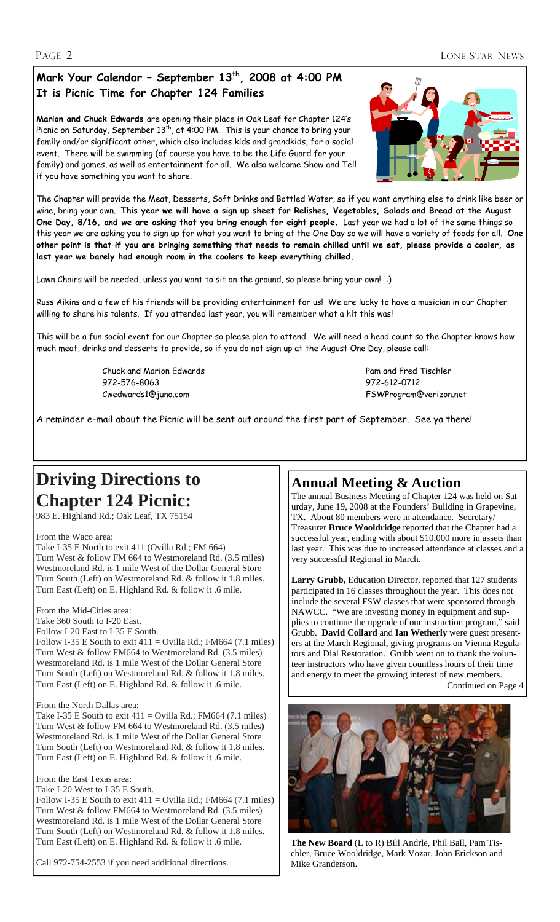## Mark Your Calendar – September 13th, 2008 at 4:00 PM
## It is Picnic Time for Chapter 124 Families

**Marion and Chuck Edwards** are opening their place in Oak Leaf for Chapter 124's Picnic on Saturday, September 13th, at 4:00 PM. This is your chance to bring your family and/or significant other, which also includes kids and grandkids, for a social event. There will be swimming (of course you have to be the Life Guard for your family) and games, as well as entertainment for all. We also welcome Show and Tell if you have something you want to share.

The Chapter will provide the Meat, Desserts, Soft Drinks and Bottled Water, so if you want anything else to drink like beer or wine, bring your own. **This year we will have a sign up sheet for Relishes, Vegetables, Salads and Bread at the August One Day, 8/16, and we are asking that you bring enough for eight people.** Last year we had a lot of the same things so this year we are asking you to sign up for what you want to bring at the One Day so we will have a variety of foods for all. **One other point is that if you are bringing something that needs to remain chilled until we eat, please provide a cooler, as last year we barely had enough room in the coolers to keep everything chilled.**

Lawn Chairs will be needed, unless you want to sit on the ground, so please bring your own! :)

Russ Aikins and a few of his friends will be providing entertainment for us! We are lucky to have a musician in our Chapter willing to share his talents. If you attended last year, you will remember what a hit this was!

This will be a fun social event for our Chapter so please plan to attend. We will need a head count so the Chapter knows how much meat, drinks and desserts to provide, so if you do not sign up at the August One Day, please call:

Chuck and Marion Edwards
972-576-8063
Cwedwards1@juno.com

Pam and Fred Tischler
972-612-0712
FSWProgram@verizon.net

A reminder e-mail about the Picnic will be sent out around the first part of September. See ya there!

# Driving Directions to Chapter 124 Picnic:

983 E. Highland Rd.; Oak Leaf, TX 75154

From the Waco area:
Take I-35 E North to exit 411 (Ovilla Rd.; FM 664)
Turn West & follow FM 664 to Westmoreland Rd. (3.5 miles)
Westmoreland Rd. is 1 mile West of the Dollar General Store
Turn South (Left) on Westmoreland Rd. & follow it 1.8 miles.
Turn East (Left) on E. Highland Rd. & follow it .6 mile.

From the Mid-Cities area:
Take 360 South to I-20 East.
Follow I-20 East to I-35 E South.
Follow I-35 E South to exit 411 = Ovilla Rd.; FM664 (7.1 miles)
Turn West & follow FM664 to Westmoreland Rd. (3.5 miles)
Westmoreland Rd. is 1 mile West of the Dollar General Store
Turn South (Left) on Westmoreland Rd. & follow it 1.8 miles.
Turn East (Left) on E. Highland Rd. & follow it .6 mile.

From the North Dallas area:
Take I-35 E South to exit 411 = Ovilla Rd.; FM664 (7.1 miles)
Turn West & follow FM 664 to Westmoreland Rd. (3.5 miles)
Westmoreland Rd. is 1 mile West of the Dollar General Store
Turn South (Left) on Westmoreland Rd. & follow it 1.8 miles.
Turn East (Left) on E. Highland Rd. & follow it .6 mile.

From the East Texas area:
Take I-20 West to I-35 E South.
Follow I-35 E South to exit 411 = Ovilla Rd.; FM664 (7.1 miles)
Turn West & follow FM664 to Westmoreland Rd. (3.5 miles)
Westmoreland Rd. is 1 mile West of the Dollar General Store
Turn South (Left) on Westmoreland Rd. & follow it 1.8 miles.
Turn East (Left) on E. Highland Rd. & follow it .6 mile.

Call 972-754-2553 if you need additional directions.

## Annual Meeting & Auction

The annual Business Meeting of Chapter 124 was held on Saturday, June 19, 2008 at the Founders' Building in Grapevine, TX. About 80 members were in attendance. Secretary/ Treasurer **Bruce Wooldridge** reported that the Chapter had a successful year, ending with about $10,000 more in assets than last year. This was due to increased attendance at classes and a very successful Regional in March.

**Larry Grubb,** Education Director, reported that 127 students participated in 16 classes throughout the year. This does not include the several FSW classes that were sponsored through NAWCC. "We are investing money in equipment and supplies to continue the upgrade of our instruction program," said Grubb. **David Collard** and **Ian Wetherly** were guest presenters at the March Regional, giving programs on Vienna Regulators and Dial Restoration. Grubb went on to thank the volunteer instructors who have given countless hours of their time and energy to meet the growing interest of new members.

Continued on Page 4

**The New Board** (L to R) Bill Andrle, Phil Ball, Pam Tischler, Bruce Wooldridge, Mark Vozar, John Erickson and Mike Granderson.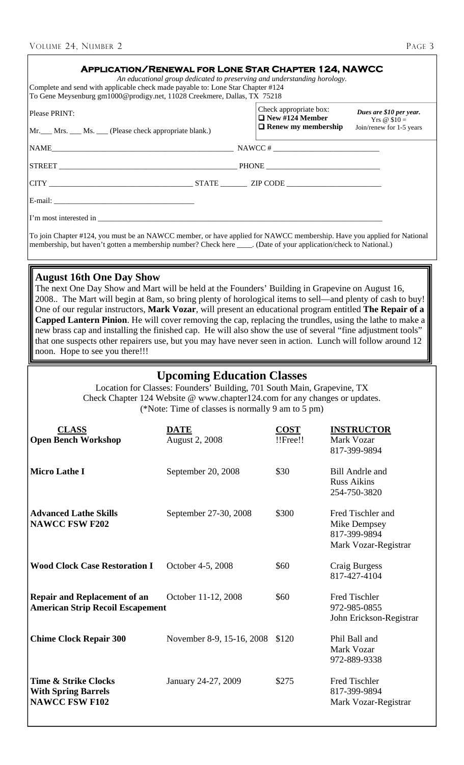## Application/Renewal for Lone Star Chapter 124, NAWCC

*An educational group dedicated to preserving and understanding horology.*

Complete and send with applicable check made payable to: Lone Star Chapter #124
To Gene Meysenburg gm1000@prodigy.net, 11028 Creekmere, Dallas, TX 75218

Please PRINT:

Mr.___ Mrs. ___ Ms. ___ (Please check appropriate blank.)

Check appropriate box:
❑ **New #124 Member**
❑ **Renew my membership**

***Dues are $10 per year.***
Yrs @ $10 =
Join/renew for 1-5 years

NAME_______________________________________________ NAWCC # ___________________________

STREET ______________________________________________ PHONE _____________________________

CITY ___________________________________ STATE _______ ZIP CODE _______________________

E-mail: ___________________________________

I'm most interested in ______________________________________________________________________

To join Chapter #124, you must be an NAWCC member, or have applied for NAWCC membership. Have you applied for National membership, but haven't gotten a membership number? Check here ____. (Date of your application/check to National.)

## August 16th One Day Show

The next One Day Show and Mart will be held at the Founders' Building in Grapevine on August 16, 2008.. The Mart will begin at 8am, so bring plenty of horological items to sell—and plenty of cash to buy! One of our regular instructors, **Mark Vozar**, will present an educational program entitled **The Repair of a Capped Lantern Pinion**. He will cover removing the cap, replacing the trundles, using the lathe to make a new brass cap and installing the finished cap. He will also show the use of several "fine adjustment tools" that one suspects other repairers use, but you may have never seen in action. Lunch will follow around 12 noon. Hope to see you there!!!

## Upcoming Education Classes

Location for Classes: Founders' Building, 701 South Main, Grapevine, TX
Check Chapter 124 Website @ www.chapter124.com for any changes or updates.
(*Note: Time of classes is normally 9 am to 5 pm)

| CLASS | DATE | COST | INSTRUCTOR |
|---|---|---|---|
| **Open Bench Workshop** | August 2, 2008 | !!Free!! | Mark Vozar<br>817-399-9894 |
| **Micro Lathe I** | September 20, 2008 | $30 | Bill Andrle and<br>Russ Aikins<br>254-750-3820 |
| **Advanced Lathe Skills**<br>**NAWCC FSW F202** | September 27-30, 2008 | $300 | Fred Tischler and<br>Mike Dempsey<br>817-399-9894<br>Mark Vozar-Registrar |
| **Wood Clock Case Restoration I** | October 4-5, 2008 | $60 | Craig Burgess<br>817-427-4104 |
| **Repair and Replacement of an American Strip Recoil Escapement** | October 11-12, 2008 | $60 | Fred Tischler<br>972-985-0855<br>John Erickson-Registrar |
| **Chime Clock Repair 300** | November 8-9, 15-16, 2008 | $120 | Phil Ball and<br>Mark Vozar<br>972-889-9338 |
| **Time & Strike Clocks**<br>**With Spring Barrels**<br>**NAWCC FSW F102** | January 24-27, 2009 | $275 | Fred Tischler<br>817-399-9894<br>Mark Vozar-Registrar |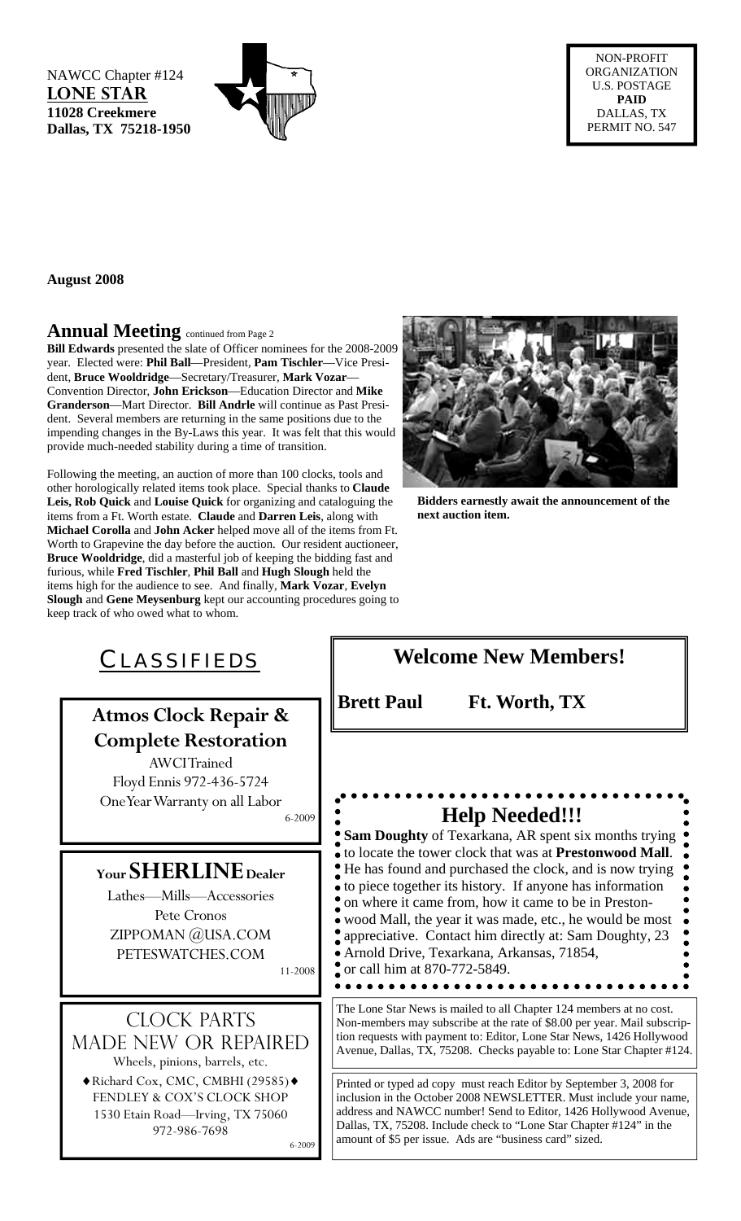NAWCC Chapter #124
**LONE STAR**
**11028 Creekmere**
**Dallas, TX 75218-1950**

NON-PROFIT ORGANIZATION
U.S. POSTAGE
**PAID**
DALLAS, TX
PERMIT NO. 547

**August 2008**

## Annual Meeting continued from Page 2

**Bill Edwards** presented the slate of Officer nominees for the 2008-2009 year. Elected were: **Phil Ball**—President, **Pam Tischler**—Vice President, **Bruce Wooldridge**—Secretary/Treasurer, **Mark Vozar**—Convention Director, **John Erickson**—Education Director and **Mike Granderson**—Mart Director. **Bill Andrle** will continue as Past President. Several members are returning in the same positions due to the impending changes in the By-Laws this year. It was felt that this would provide much-needed stability during a time of transition.

Following the meeting, an auction of more than 100 clocks, tools and other horologically related items took place. Special thanks to **Claude Leis, Rob Quick** and **Louise Quick** for organizing and cataloguing the items from a Ft. Worth estate. **Claude** and **Darren Leis**, along with **Michael Corolla** and **John Acker** helped move all of the items from Ft. Worth to Grapevine the day before the auction. Our resident auctioneer, **Bruce Wooldridge**, did a masterful job of keeping the bidding fast and furious, while **Fred Tischler**, **Phil Ball** and **Hugh Slough** held the items high for the audience to see. And finally, **Mark Vozar**, **Evelyn Slough** and **Gene Meysenburg** kept our accounting procedures going to keep track of who owed what to whom.

**Bidders earnestly await the announcement of the next auction item.**

## CLASSIFIEDS

### Atmos Clock Repair & Complete Restoration

AWCI Trained
Floyd Ennis 972-436-5724
One Year Warranty on all Labor

6-2009

### Your SHERLINE Dealer

Lathes—Mills—Accessories
Pete Cronos
ZIPPOMAN @USA.COM
PETESWATCHES.COM

11-2008

### CLOCK PARTS MADE NEW OR REPAIRED

Wheels, pinions, barrels, etc.
♦Richard Cox, CMC, CMBHI (29585)♦
FENDLEY & COX'S CLOCK SHOP
1530 Etain Road—Irving, TX 75060
972-986-7698

6-2009

## Welcome New Members!

**Brett Paul** **Ft. Worth, TX**

## Help Needed!!!

**Sam Doughty** of Texarkana, AR spent six months trying to locate the tower clock that was at **Prestonwood Mall**. He has found and purchased the clock, and is now trying to piece together its history. If anyone has information on where it came from, how it came to be in Prestonwood Mall, the year it was made, etc., he would be most appreciative. Contact him directly at: Sam Doughty, 23 Arnold Drive, Texarkana, Arkansas, 71854, or call him at 870-772-5849.

The Lone Star News is mailed to all Chapter 124 members at no cost. Non-members may subscribe at the rate of $8.00 per year. Mail subscription requests with payment to: Editor, Lone Star News, 1426 Hollywood Avenue, Dallas, TX, 75208. Checks payable to: Lone Star Chapter #124.

Printed or typed ad copy must reach Editor by September 3, 2008 for inclusion in the October 2008 NEWSLETTER. Must include your name, address and NAWCC number! Send to Editor, 1426 Hollywood Avenue, Dallas, TX, 75208. Include check to "Lone Star Chapter #124" in the amount of $5 per issue. Ads are "business card" sized.